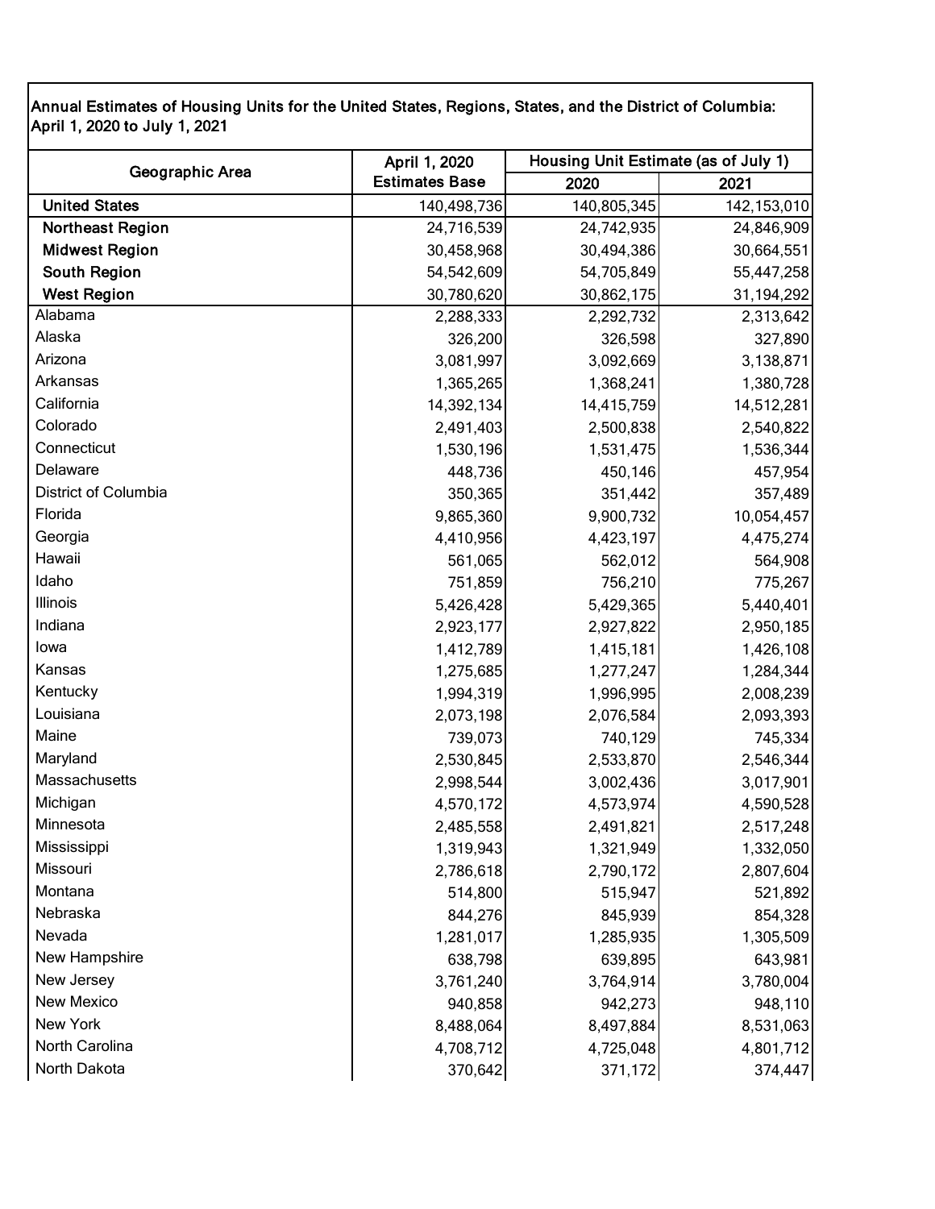Annual Estimates of Housing Units for the United States, Regions, States, and the District of Columbia: April 1, 2020 to July 1, 2021

| Geographic Area | April 1, 2020 Estimates Base | Housing Unit Estimate (as of July 1) | |
|---|---|---|---|
| | | 2020 | 2021 |
| **United States** | 140,498,736 | 140,805,345 | 142,153,010 |
| **Northeast Region** | 24,716,539 | 24,742,935 | 24,846,909 |
| **Midwest Region** | 30,458,968 | 30,494,386 | 30,664,551 |
| **South Region** | 54,542,609 | 54,705,849 | 55,447,258 |
| **West Region** | 30,780,620 | 30,862,175 | 31,194,292 |
| Alabama | 2,288,333 | 2,292,732 | 2,313,642 |
| Alaska | 326,200 | 326,598 | 327,890 |
| Arizona | 3,081,997 | 3,092,669 | 3,138,871 |
| Arkansas | 1,365,265 | 1,368,241 | 1,380,728 |
| California | 14,392,134 | 14,415,759 | 14,512,281 |
| Colorado | 2,491,403 | 2,500,838 | 2,540,822 |
| Connecticut | 1,530,196 | 1,531,475 | 1,536,344 |
| Delaware | 448,736 | 450,146 | 457,954 |
| District of Columbia | 350,365 | 351,442 | 357,489 |
| Florida | 9,865,360 | 9,900,732 | 10,054,457 |
| Georgia | 4,410,956 | 4,423,197 | 4,475,274 |
| Hawaii | 561,065 | 562,012 | 564,908 |
| Idaho | 751,859 | 756,210 | 775,267 |
| Illinois | 5,426,428 | 5,429,365 | 5,440,401 |
| Indiana | 2,923,177 | 2,927,822 | 2,950,185 |
| Iowa | 1,412,789 | 1,415,181 | 1,426,108 |
| Kansas | 1,275,685 | 1,277,247 | 1,284,344 |
| Kentucky | 1,994,319 | 1,996,995 | 2,008,239 |
| Louisiana | 2,073,198 | 2,076,584 | 2,093,393 |
| Maine | 739,073 | 740,129 | 745,334 |
| Maryland | 2,530,845 | 2,533,870 | 2,546,344 |
| Massachusetts | 2,998,544 | 3,002,436 | 3,017,901 |
| Michigan | 4,570,172 | 4,573,974 | 4,590,528 |
| Minnesota | 2,485,558 | 2,491,821 | 2,517,248 |
| Mississippi | 1,319,943 | 1,321,949 | 1,332,050 |
| Missouri | 2,786,618 | 2,790,172 | 2,807,604 |
| Montana | 514,800 | 515,947 | 521,892 |
| Nebraska | 844,276 | 845,939 | 854,328 |
| Nevada | 1,281,017 | 1,285,935 | 1,305,509 |
| New Hampshire | 638,798 | 639,895 | 643,981 |
| New Jersey | 3,761,240 | 3,764,914 | 3,780,004 |
| New Mexico | 940,858 | 942,273 | 948,110 |
| New York | 8,488,064 | 8,497,884 | 8,531,063 |
| North Carolina | 4,708,712 | 4,725,048 | 4,801,712 |
| North Dakota | 370,642 | 371,172 | 374,447 |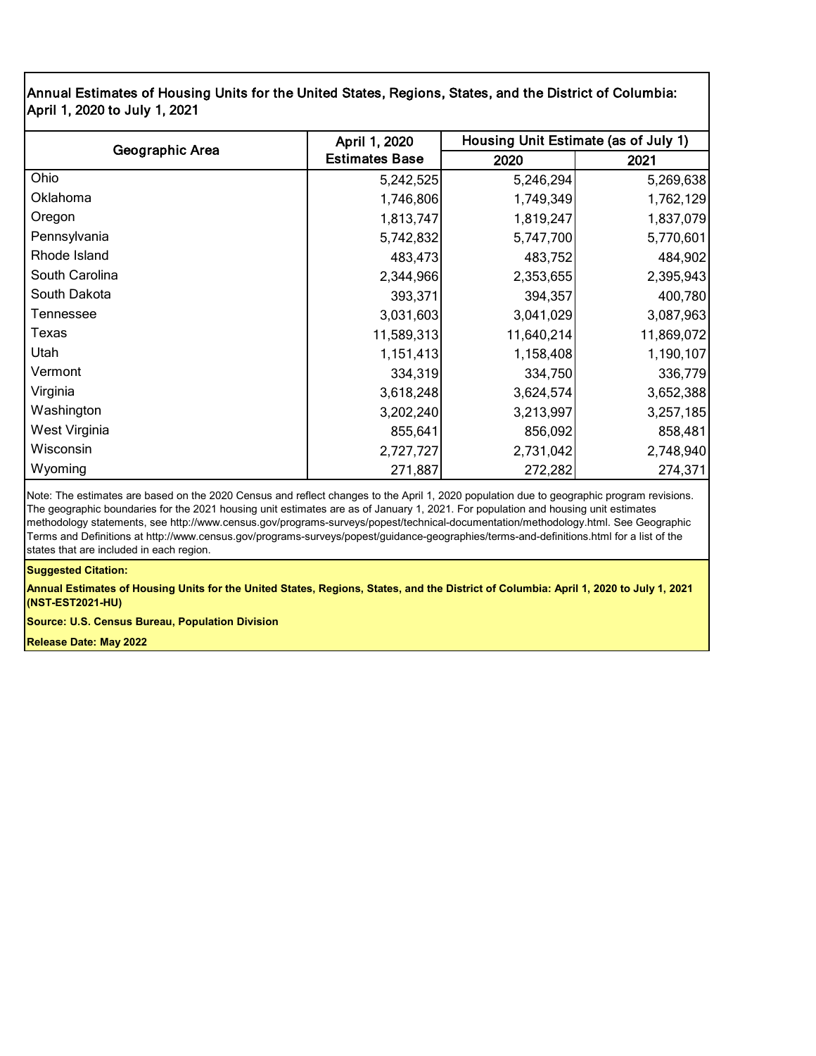## Annual Estimates of Housing Units for the United States, Regions, States, and the District of Columbia: April 1, 2020 to July 1, 2021

| Geographic Area | April 1, 2020 Estimates Base | Housing Unit Estimate (as of July 1) | |
|---|---|---|---|
| | | 2020 | 2021 |
| Ohio | 5,242,525 | 5,246,294 | 5,269,638 |
| Oklahoma | 1,746,806 | 1,749,349 | 1,762,129 |
| Oregon | 1,813,747 | 1,819,247 | 1,837,079 |
| Pennsylvania | 5,742,832 | 5,747,700 | 5,770,601 |
| Rhode Island | 483,473 | 483,752 | 484,902 |
| South Carolina | 2,344,966 | 2,353,655 | 2,395,943 |
| South Dakota | 393,371 | 394,357 | 400,780 |
| Tennessee | 3,031,603 | 3,041,029 | 3,087,963 |
| Texas | 11,589,313 | 11,640,214 | 11,869,072 |
| Utah | 1,151,413 | 1,158,408 | 1,190,107 |
| Vermont | 334,319 | 334,750 | 336,779 |
| Virginia | 3,618,248 | 3,624,574 | 3,652,388 |
| Washington | 3,202,240 | 3,213,997 | 3,257,185 |
| West Virginia | 855,641 | 856,092 | 858,481 |
| Wisconsin | 2,727,727 | 2,731,042 | 2,748,940 |
| Wyoming | 271,887 | 272,282 | 274,371 |

Note: The estimates are based on the 2020 Census and reflect changes to the April 1, 2020 population due to geographic program revisions. The geographic boundaries for the 2021 housing unit estimates are as of January 1, 2021. For population and housing unit estimates methodology statements, see http://www.census.gov/programs-surveys/popest/technical-documentation/methodology.html. See Geographic Terms and Definitions at http://www.census.gov/programs-surveys/popest/guidance-geographies/terms-and-definitions.html for a list of the states that are included in each region.

**Suggested Citation:**

**Annual Estimates of Housing Units for the United States, Regions, States, and the District of Columbia: April 1, 2020 to July 1, 2021 (NST-EST2021-HU)**

**Source: U.S. Census Bureau, Population Division**

**Release Date: May 2022**